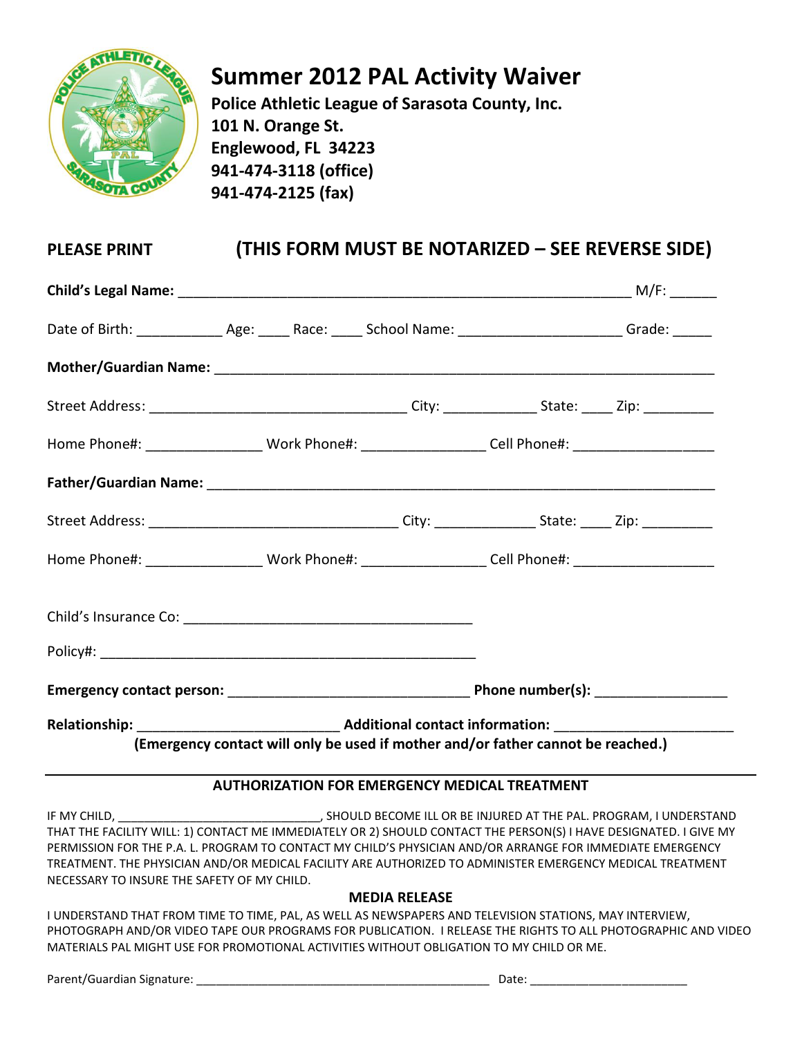# Summer 2012 PAL Activity Waiver

**Police Athletic League of Sarasota County, Inc.**
**101 N. Orange St.**
**Englewood, FL 34223**
**941-474-3118 (office)**
**941-474-2125 (fax)**

**PLEASE PRINT** **(THIS FORM MUST BE NOTARIZED – SEE REVERSE SIDE)**

**Child's Legal Name:** ____________________________________________________________ M/F: ______

Date of Birth: ___________ Age: ____ Race: ____ School Name: _____________________ Grade: _____

**Mother/Guardian Name:** _________________________________________________________________

Street Address: ________________________________ City: ____________ State: ____ Zip: _________

Home Phone#: _______________ Work Phone#: ________________ Cell Phone#: __________________

**Father/Guardian Name:** _________________________________________________________________

Street Address: ________________________________ City: _____________ State: ____ Zip: _________

Home Phone#: _______________ Work Phone#: ________________ Cell Phone#: __________________

Child's Insurance Co: ______________________________________

Policy#: __________________________________________________

**Emergency contact person:** _______________________________ **Phone number(s):** _________________

**Relationship:** _________________________ **Additional contact information:** _______________________

**(Emergency contact will only be used if mother and/or father cannot be reached.)**

---

## AUTHORIZATION FOR EMERGENCY MEDICAL TREATMENT

IF MY CHILD, ______________________________, SHOULD BECOME ILL OR BE INJURED AT THE PAL. PROGRAM, I UNDERSTAND THAT THE FACILITY WILL: 1) CONTACT ME IMMEDIATELY OR 2) SHOULD CONTACT THE PERSON(S) I HAVE DESIGNATED. I GIVE MY PERMISSION FOR THE P.A. L. PROGRAM TO CONTACT MY CHILD'S PHYSICIAN AND/OR ARRANGE FOR IMMEDIATE EMERGENCY TREATMENT. THE PHYSICIAN AND/OR MEDICAL FACILITY ARE AUTHORIZED TO ADMINISTER EMERGENCY MEDICAL TREATMENT NECESSARY TO INSURE THE SAFETY OF MY CHILD.

## MEDIA RELEASE

I UNDERSTAND THAT FROM TIME TO TIME, PAL, AS WELL AS NEWSPAPERS AND TELEVISION STATIONS, MAY INTERVIEW, PHOTOGRAPH AND/OR VIDEO TAPE OUR PROGRAMS FOR PUBLICATION. I RELEASE THE RIGHTS TO ALL PHOTOGRAPHIC AND VIDEO MATERIALS PAL MIGHT USE FOR PROMOTIONAL ACTIVITIES WITHOUT OBLIGATION TO MY CHILD OR ME.

Parent/Guardian Signature: _____________________________________________ Date: ________________________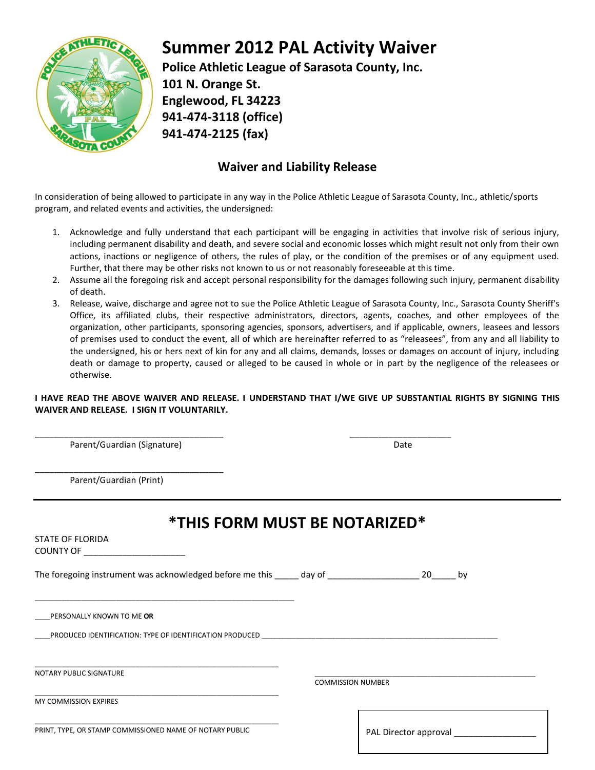# Summer 2012 PAL Activity Waiver

**Police Athletic League of Sarasota County, Inc.**
**101 N. Orange St.**
**Englewood, FL 34223**
**941-474-3118 (office)**
**941-474-2125 (fax)**

## Waiver and Liability Release

In consideration of being allowed to participate in any way in the Police Athletic League of Sarasota County, Inc., athletic/sports program, and related events and activities, the undersigned:

1. Acknowledge and fully understand that each participant will be engaging in activities that involve risk of serious injury, including permanent disability and death, and severe social and economic losses which might result not only from their own actions, inactions or negligence of others, the rules of play, or the condition of the premises or of any equipment used. Further, that there may be other risks not known to us or not reasonably foreseeable at this time.
2. Assume all the foregoing risk and accept personal responsibility for the damages following such injury, permanent disability of death.
3. Release, waive, discharge and agree not to sue the Police Athletic League of Sarasota County, Inc., Sarasota County Sheriff's Office, its affiliated clubs, their respective administrators, directors, agents, coaches, and other employees of the organization, other participants, sponsoring agencies, sponsors, advertisers, and if applicable, owners, leasees and lessors of premises used to conduct the event, all of which are hereinafter referred to as "releasees", from any and all liability to the undersigned, his or hers next of kin for any and all claims, demands, losses or damages on account of injury, including death or damage to property, caused or alleged to be caused in whole or in part by the negligence of the releasees or otherwise.

**I HAVE READ THE ABOVE WAIVER AND RELEASE. I UNDERSTAND THAT I/WE GIVE UP SUBSTANTIAL RIGHTS BY SIGNING THIS WAIVER AND RELEASE. I SIGN IT VOLUNTARILY.**

________________________________________ ______________________

Parent/Guardian (Signature) Date

________________________________________

Parent/Guardian (Print)

---

## *THIS FORM MUST BE NOTARIZED*

STATE OF FLORIDA
COUNTY OF ____________________

The foregoing instrument was acknowledged before me this _____ day of __________________ 20_____ by

____________________________________________________________

____PERSONALLY KNOWN TO ME **OR**

____PRODUCED IDENTIFICATION: TYPE OF IDENTIFICATION PRODUCED ____________________________________________

____________________________________________________________

NOTARY PUBLIC SIGNATURE

____________________________________________________________

COMMISSION NUMBER

____________________________________________________________

MY COMMISSION EXPIRES

____________________________________________________________

PRINT, TYPE, OR STAMP COMMISSIONED NAME OF NOTARY PUBLIC

PAL Director approval _________________